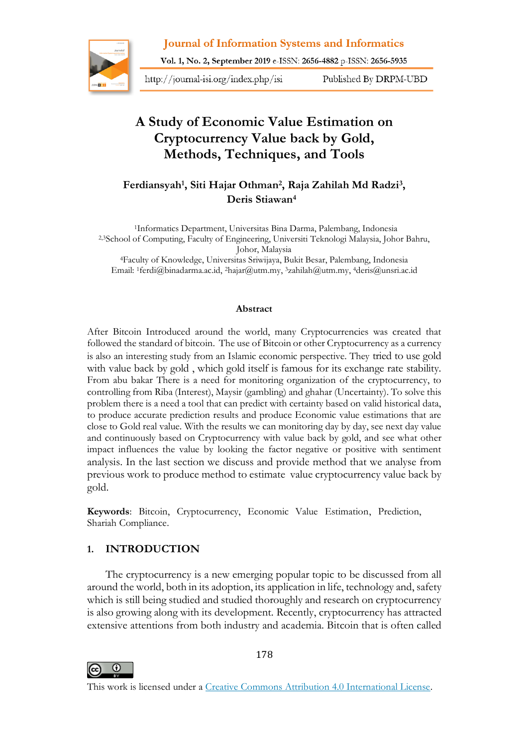# A Study of Economic Value Estimation on Cryptocurrency Value back by Gold, Methods, Techniques, and Tools

**Ferdiansyah[1], Siti Hajar Othman[2], Raja Zahilah Md Radzi[3], Deris Stiawan[4]**

[1]Informatics Department, Universitas Bina Darma, Palembang, Indonesia
[2,3]School of Computing, Faculty of Engineering, Universiti Teknologi Malaysia, Johor Bahru, Johor, Malaysia
[4]Faculty of Knowledge, Universitas Sriwijaya, Bukit Besar, Palembang, Indonesia
Email: [1]ferdi@binadarma.ac.id, [2]hajar@utm.my, [3]zahilah@utm.my, [4]deris@unsri.ac.id

## Abstract

After Bitcoin Introduced around the world, many Cryptocurrencies was created that followed the standard of bitcoin. The use of Bitcoin or other Cryptocurrency as a currency is also an interesting study from an Islamic economic perspective. They tried to use gold with value back by gold , which gold itself is famous for its exchange rate stability. From abu bakar There is a need for monitoring organization of the cryptocurrency, to controlling from Riba (Interest), Maysir (gambling) and ghahar (Uncertainty). To solve this problem there is a need a tool that can predict with certainty based on valid historical data, to produce accurate prediction results and produce Economic value estimations that are close to Gold real value. With the results we can monitoring day by day, see next day value and continuously based on Cryptocurrency with value back by gold, and see what other impact influences the value by looking the factor negative or positive with sentiment analysis. In the last section we discuss and provide method that we analyse from previous work to produce method to estimate value cryptocurrency value back by gold.

**Keywords**: Bitcoin, Cryptocurrency, Economic Value Estimation, Prediction, Shariah Compliance.

## 1. INTRODUCTION

The cryptocurrency is a new emerging popular topic to be discussed from all around the world, both in its adoption, its application in life, technology and, safety which is still being studied and studied thoroughly and research on cryptocurrency is also growing along with its development. Recently, cryptocurrency has attracted extensive attentions from both industry and academia. Bitcoin that is often called

This work is licensed under a Creative Commons Attribution 4.0 International License.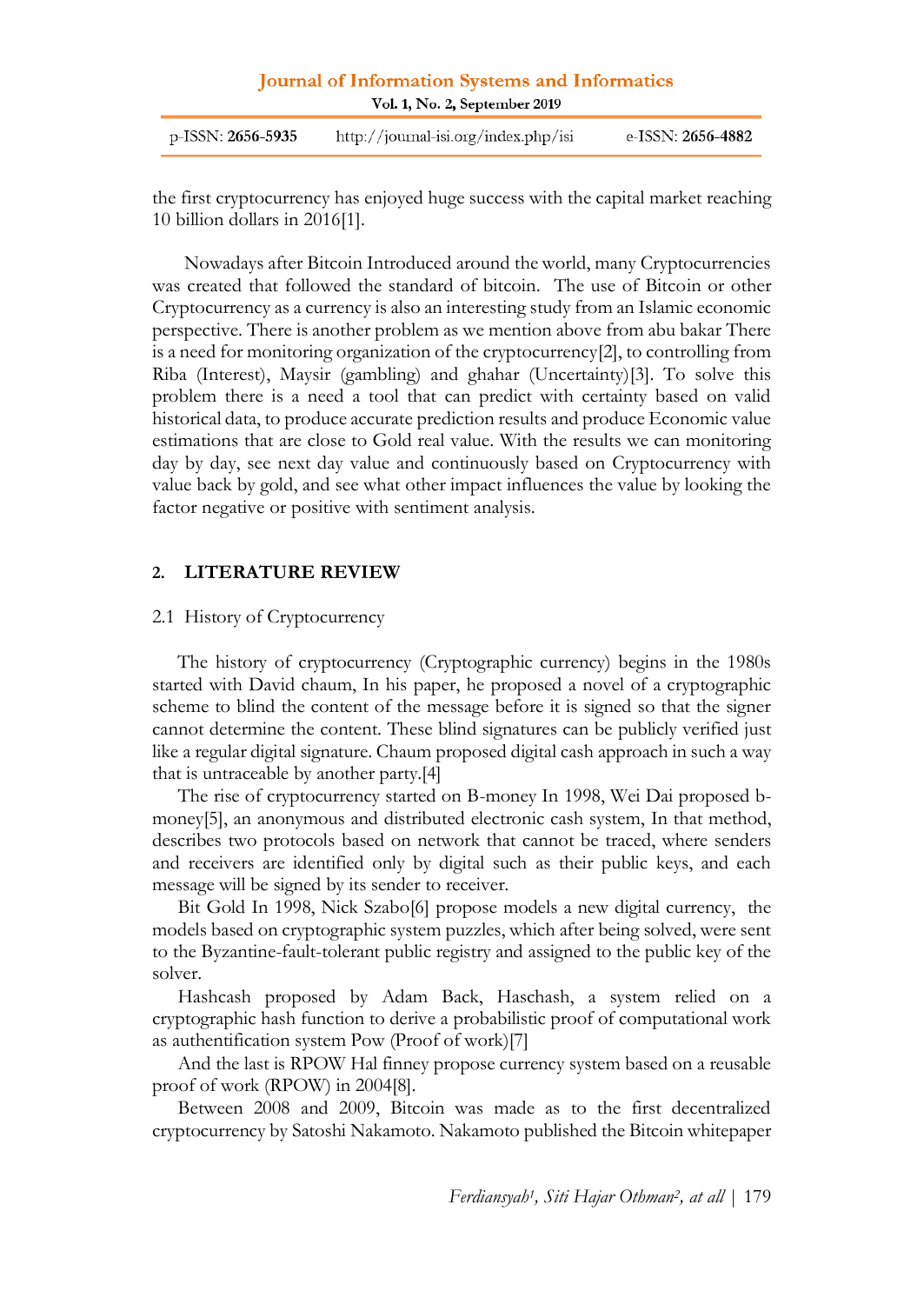the first cryptocurrency has enjoyed huge success with the capital market reaching 10 billion dollars in 2016[1].

Nowadays after Bitcoin Introduced around the world, many Cryptocurrencies was created that followed the standard of bitcoin. The use of Bitcoin or other Cryptocurrency as a currency is also an interesting study from an Islamic economic perspective. There is another problem as we mention above from abu bakar There is a need for monitoring organization of the cryptocurrency[2], to controlling from Riba (Interest), Maysir (gambling) and ghahar (Uncertainty)[3]. To solve this problem there is a need a tool that can predict with certainty based on valid historical data, to produce accurate prediction results and produce Economic value estimations that are close to Gold real value. With the results we can monitoring day by day, see next day value and continuously based on Cryptocurrency with value back by gold, and see what other impact influences the value by looking the factor negative or positive with sentiment analysis.

## 2. LITERATURE REVIEW

### 2.1 History of Cryptocurrency

The history of cryptocurrency (Cryptographic currency) begins in the 1980s started with David chaum, In his paper, he proposed a novel of a cryptographic scheme to blind the content of the message before it is signed so that the signer cannot determine the content. These blind signatures can be publicly verified just like a regular digital signature. Chaum proposed digital cash approach in such a way that is untraceable by another party.[4]

The rise of cryptocurrency started on B-money In 1998, Wei Dai proposed b-money[5], an anonymous and distributed electronic cash system, In that method, describes two protocols based on network that cannot be traced, where senders and receivers are identified only by digital such as their public keys, and each message will be signed by its sender to receiver.

Bit Gold In 1998, Nick Szabo[6] propose models a new digital currency, the models based on cryptographic system puzzles, which after being solved, were sent to the Byzantine-fault-tolerant public registry and assigned to the public key of the solver.

Hashcash proposed by Adam Back, Haschash, a system relied on a cryptographic hash function to derive a probabilistic proof of computational work as authentification system Pow (Proof of work)[7]

And the last is RPOW Hal finney propose currency system based on a reusable proof of work (RPOW) in 2004[8].

Between 2008 and 2009, Bitcoin was made as to the first decentralized cryptocurrency by Satoshi Nakamoto. Nakamoto published the Bitcoin whitepaper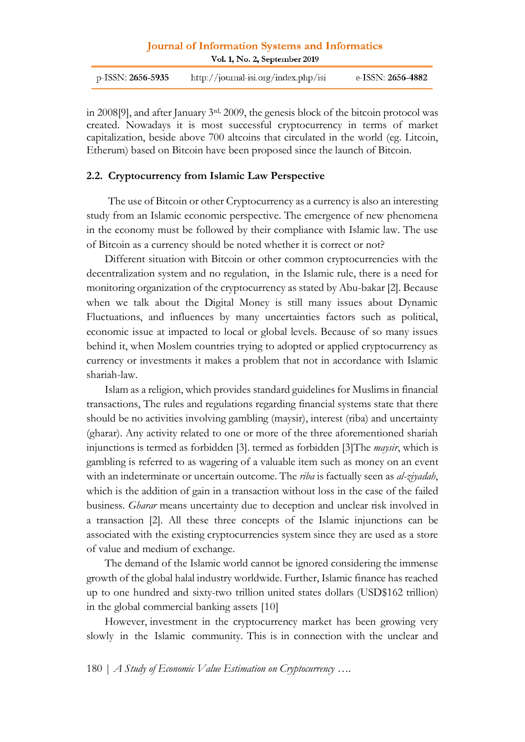in 2008[9], and after January 3rd, 2009, the genesis block of the bitcoin protocol was created. Nowadays it is most successful cryptocurrency in terms of market capitalization, beside above 700 altcoins that circulated in the world (eg. Litcoin, Etherum) based on Bitcoin have been proposed since the launch of Bitcoin.

### 2.2. Cryptocurrency from Islamic Law Perspective

The use of Bitcoin or other Cryptocurrency as a currency is also an interesting study from an Islamic economic perspective. The emergence of new phenomena in the economy must be followed by their compliance with Islamic law. The use of Bitcoin as a currency should be noted whether it is correct or not?

Different situation with Bitcoin or other common cryptocurrencies with the decentralization system and no regulation, in the Islamic rule, there is a need for monitoring organization of the cryptocurrency as stated by Abu-bakar [2]. Because when we talk about the Digital Money is still many issues about Dynamic Fluctuations, and influences by many uncertainties factors such as political, economic issue at impacted to local or global levels. Because of so many issues behind it, when Moslem countries trying to adopted or applied cryptocurrency as currency or investments it makes a problem that not in accordance with Islamic shariah-law.

Islam as a religion, which provides standard guidelines for Muslims in financial transactions, The rules and regulations regarding financial systems state that there should be no activities involving gambling (maysir), interest (riba) and uncertainty (gharar). Any activity related to one or more of the three aforementioned shariah injunctions is termed as forbidden [3]. termed as forbidden [3]The *maysir*, which is gambling is referred to as wagering of a valuable item such as money on an event with an indeterminate or uncertain outcome. The *riba* is factually seen as *al-ziyadah*, which is the addition of gain in a transaction without loss in the case of the failed business. *Gharar* means uncertainty due to deception and unclear risk involved in a transaction [2]. All these three concepts of the Islamic injunctions can be associated with the existing cryptocurrencies system since they are used as a store of value and medium of exchange.

The demand of the Islamic world cannot be ignored considering the immense growth of the global halal industry worldwide. Further, Islamic finance has reached up to one hundred and sixty-two trillion united states dollars (USD$162 trillion) in the global commercial banking assets [10]

However, investment in the cryptocurrency market has been growing very slowly in the Islamic community. This is in connection with the unclear and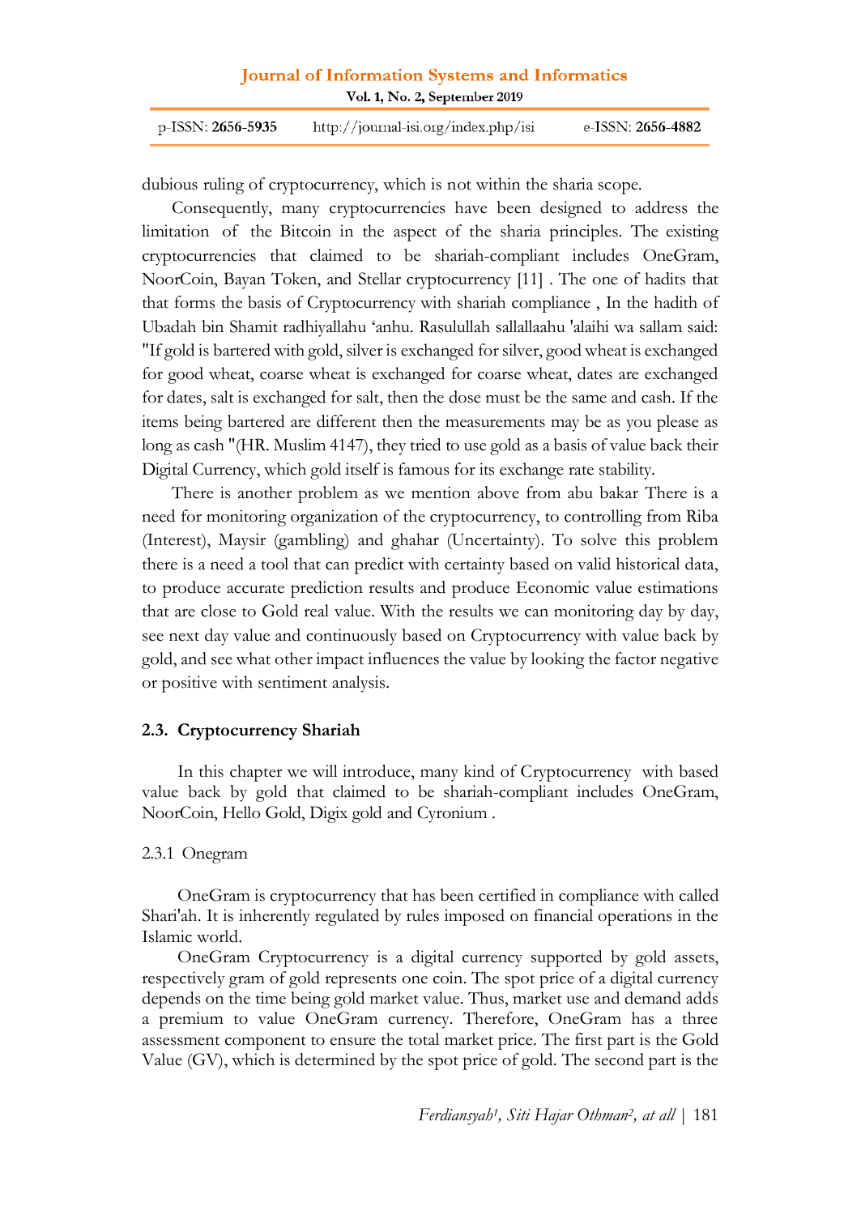dubious ruling of cryptocurrency, which is not within the sharia scope.

Consequently, many cryptocurrencies have been designed to address the limitation of the Bitcoin in the aspect of the sharia principles. The existing cryptocurrencies that claimed to be shariah-compliant includes OneGram, NoorCoin, Bayan Token, and Stellar cryptocurrency [11] . The one of hadits that that forms the basis of Cryptocurrency with shariah compliance , In the hadith of Ubadah bin Shamit radhiyallahu 'anhu. Rasulullah sallallaahu 'alaihi wa sallam said: "If gold is bartered with gold, silver is exchanged for silver, good wheat is exchanged for good wheat, coarse wheat is exchanged for coarse wheat, dates are exchanged for dates, salt is exchanged for salt, then the dose must be the same and cash. If the items being bartered are different then the measurements may be as you please as long as cash "(HR. Muslim 4147), they tried to use gold as a basis of value back their Digital Currency, which gold itself is famous for its exchange rate stability.

There is another problem as we mention above from abu bakar There is a need for monitoring organization of the cryptocurrency, to controlling from Riba (Interest), Maysir (gambling) and ghahar (Uncertainty). To solve this problem there is a need a tool that can predict with certainty based on valid historical data, to produce accurate prediction results and produce Economic value estimations that are close to Gold real value. With the results we can monitoring day by day, see next day value and continuously based on Cryptocurrency with value back by gold, and see what other impact influences the value by looking the factor negative or positive with sentiment analysis.

## 2.3. Cryptocurrency Shariah

In this chapter we will introduce, many kind of Cryptocurrency with based value back by gold that claimed to be shariah-compliant includes OneGram, NoorCoin, Hello Gold, Digix gold and Cyronium .

### 2.3.1 Onegram

OneGram is cryptocurrency that has been certified in compliance with called Shari'ah. It is inherently regulated by rules imposed on financial operations in the Islamic world.

OneGram Cryptocurrency is a digital currency supported by gold assets, respectively gram of gold represents one coin. The spot price of a digital currency depends on the time being gold market value. Thus, market use and demand adds a premium to value OneGram currency. Therefore, OneGram has a three assessment component to ensure the total market price. The first part is the Gold Value (GV), which is determined by the spot price of gold. The second part is the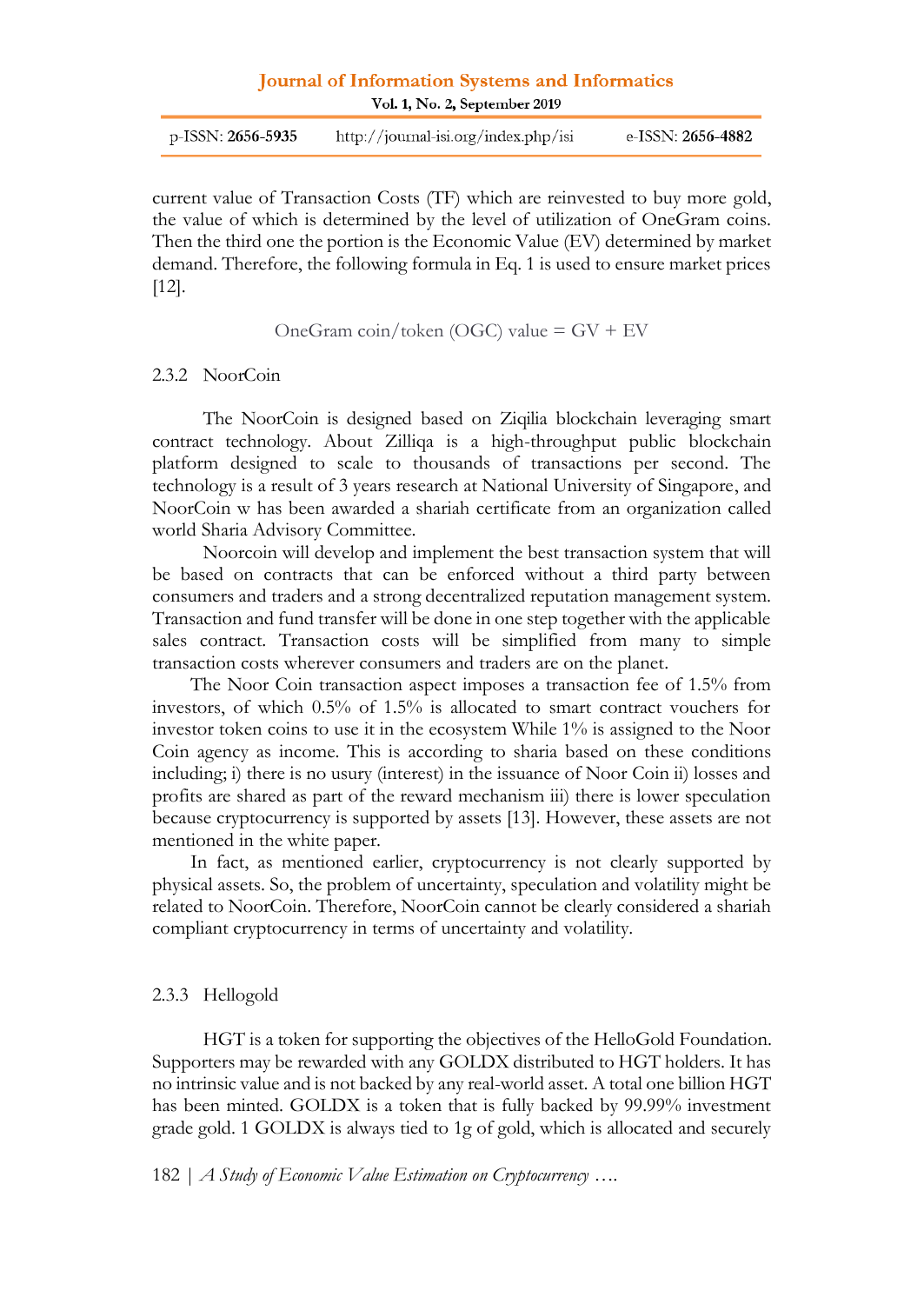current value of Transaction Costs (TF) which are reinvested to buy more gold, the value of which is determined by the level of utilization of OneGram coins. Then the third one the portion is the Economic Value (EV) determined by market demand. Therefore, the following formula in Eq. 1 is used to ensure market prices [12].

$$\text{OneGram coin/token (OGC) value} = GV + EV$$

### 2.3.2 NoorCoin

The NoorCoin is designed based on Ziqilia blockchain leveraging smart contract technology. About Zilliqa is a high-throughput public blockchain platform designed to scale to thousands of transactions per second. The technology is a result of 3 years research at National University of Singapore, and NoorCoin w has been awarded a shariah certificate from an organization called world Sharia Advisory Committee.

Noorcoin will develop and implement the best transaction system that will be based on contracts that can be enforced without a third party between consumers and traders and a strong decentralized reputation management system. Transaction and fund transfer will be done in one step together with the applicable sales contract. Transaction costs will be simplified from many to simple transaction costs wherever consumers and traders are on the planet.

The Noor Coin transaction aspect imposes a transaction fee of 1.5% from investors, of which 0.5% of 1.5% is allocated to smart contract vouchers for investor token coins to use it in the ecosystem While 1% is assigned to the Noor Coin agency as income. This is according to sharia based on these conditions including; i) there is no usury (interest) in the issuance of Noor Coin ii) losses and profits are shared as part of the reward mechanism iii) there is lower speculation because cryptocurrency is supported by assets [13]. However, these assets are not mentioned in the white paper.

In fact, as mentioned earlier, cryptocurrency is not clearly supported by physical assets. So, the problem of uncertainty, speculation and volatility might be related to NoorCoin. Therefore, NoorCoin cannot be clearly considered a shariah compliant cryptocurrency in terms of uncertainty and volatility.

### 2.3.3 Hellogold

HGT is a token for supporting the objectives of the HelloGold Foundation. Supporters may be rewarded with any GOLDX distributed to HGT holders. It has no intrinsic value and is not backed by any real-world asset. A total one billion HGT has been minted. GOLDX is a token that is fully backed by 99.99% investment grade gold. 1 GOLDX is always tied to 1g of gold, which is allocated and securely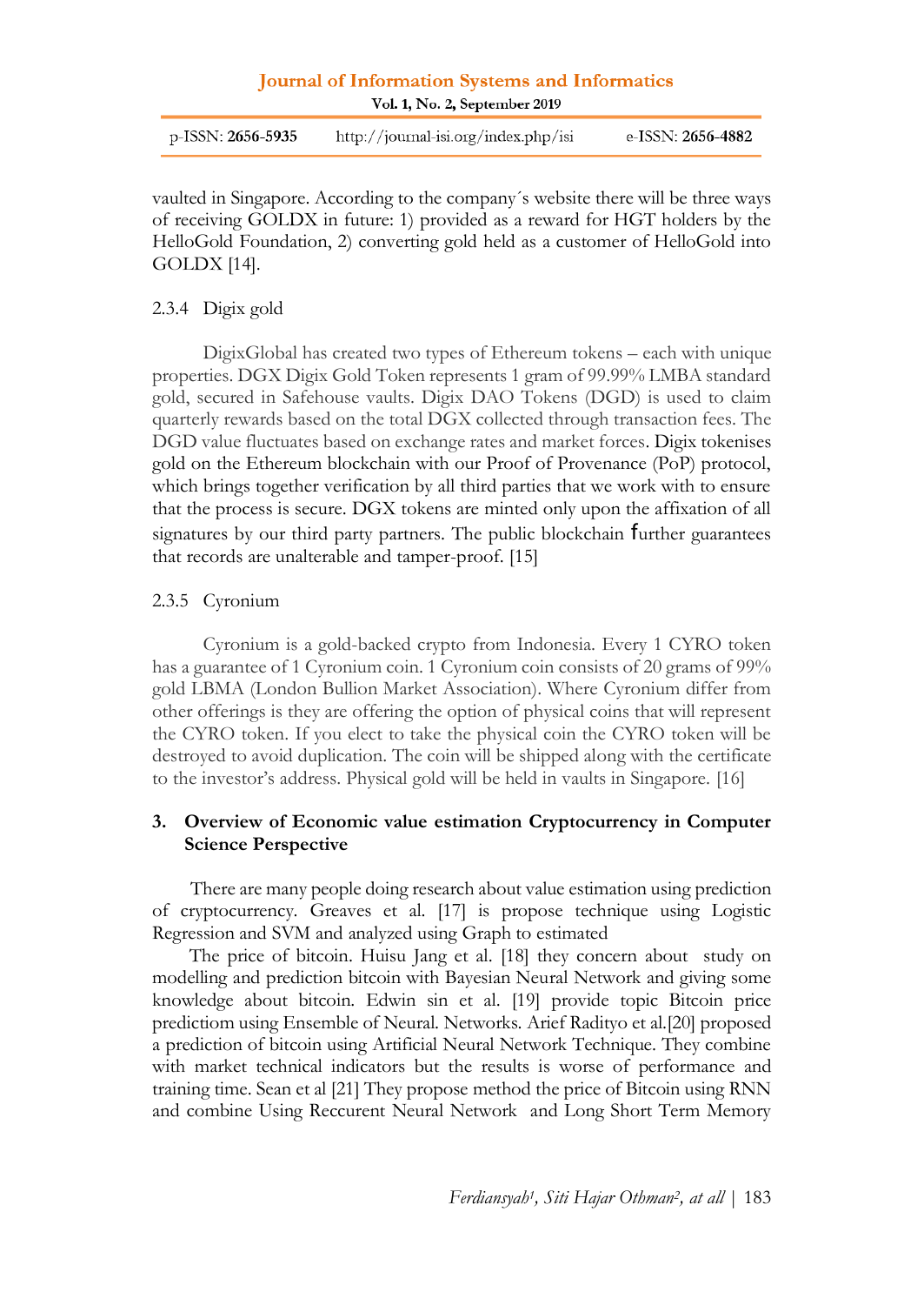vaulted in Singapore. According to the company´s website there will be three ways of receiving GOLDX in future: 1) provided as a reward for HGT holders by the HelloGold Foundation, 2) converting gold held as a customer of HelloGold into GOLDX [14].

### 2.3.4 Digix gold

DigixGlobal has created two types of Ethereum tokens – each with unique properties. DGX Digix Gold Token represents 1 gram of 99.99% LMBA standard gold, secured in Safehouse vaults. Digix DAO Tokens (DGD) is used to claim quarterly rewards based on the total DGX collected through transaction fees. The DGD value fluctuates based on exchange rates and market forces. Digix tokenises gold on the Ethereum blockchain with our Proof of Provenance (PoP) protocol, which brings together verification by all third parties that we work with to ensure that the process is secure. DGX tokens are minted only upon the affixation of all signatures by our third party partners. The public blockchain further guarantees that records are unalterable and tamper-proof. [15]

### 2.3.5 Cyronium

Cyronium is a gold-backed crypto from Indonesia. Every 1 CYRO token has a guarantee of 1 Cyronium coin. 1 Cyronium coin consists of 20 grams of 99% gold LBMA (London Bullion Market Association). Where Cyronium differ from other offerings is they are offering the option of physical coins that will represent the CYRO token. If you elect to take the physical coin the CYRO token will be destroyed to avoid duplication. The coin will be shipped along with the certificate to the investor's address. Physical gold will be held in vaults in Singapore. [16]

## 3. Overview of Economic value estimation Cryptocurrency in Computer Science Perspective

There are many people doing research about value estimation using prediction of cryptocurrency. Greaves et al. [17] is propose technique using Logistic Regression and SVM and analyzed using Graph to estimated

The price of bitcoin. Huisu Jang et al. [18] they concern about study on modelling and prediction bitcoin with Bayesian Neural Network and giving some knowledge about bitcoin. Edwin sin et al. [19] provide topic Bitcoin price predictiom using Ensemble of Neural. Networks. Arief Radityo et al.[20] proposed a prediction of bitcoin using Artificial Neural Network Technique. They combine with market technical indicators but the results is worse of performance and training time. Sean et al [21] They propose method the price of Bitcoin using RNN and combine Using Reccurent Neural Network and Long Short Term Memory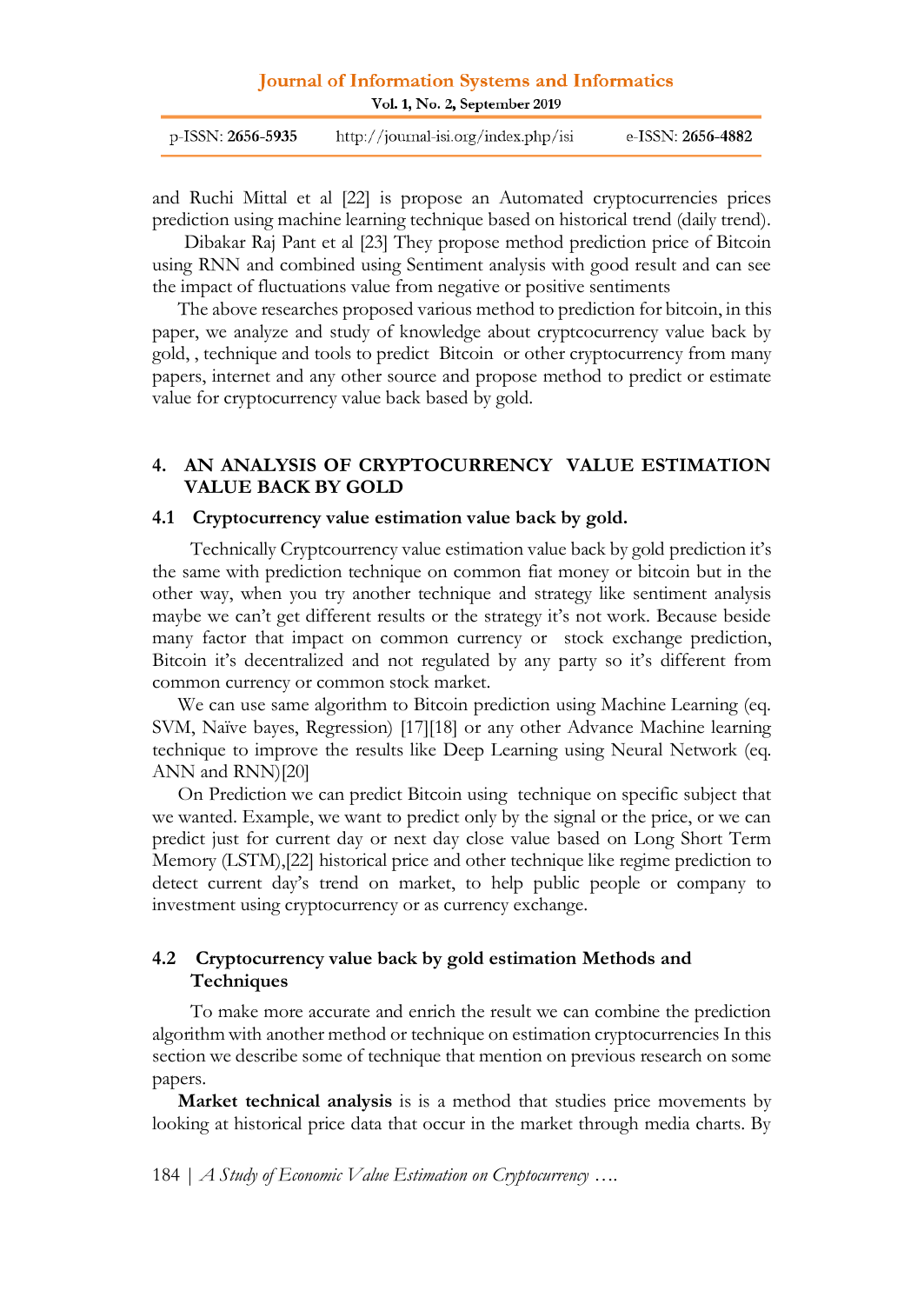and Ruchi Mittal et al [22] is propose an Automated cryptocurrencies prices prediction using machine learning technique based on historical trend (daily trend).

Dibakar Raj Pant et al [23] They propose method prediction price of Bitcoin using RNN and combined using Sentiment analysis with good result and can see the impact of fluctuations value from negative or positive sentiments

The above researches proposed various method to prediction for bitcoin, in this paper, we analyze and study of knowledge about cryptcocurrency value back by gold, , technique and tools to predict Bitcoin or other cryptocurrency from many papers, internet and any other source and propose method to predict or estimate value for cryptocurrency value back based by gold.

## 4. AN ANALYSIS OF CRYPTOCURRENCY VALUE ESTIMATION VALUE BACK BY GOLD

### 4.1 Cryptocurrency value estimation value back by gold.

Technically Cryptcourrency value estimation value back by gold prediction it's the same with prediction technique on common fiat money or bitcoin but in the other way, when you try another technique and strategy like sentiment analysis maybe we can't get different results or the strategy it's not work. Because beside many factor that impact on common currency or stock exchange prediction, Bitcoin it's decentralized and not regulated by any party so it's different from common currency or common stock market.

We can use same algorithm to Bitcoin prediction using Machine Learning (eq. SVM, Naïve bayes, Regression) [17][18] or any other Advance Machine learning technique to improve the results like Deep Learning using Neural Network (eq. ANN and RNN)[20]

On Prediction we can predict Bitcoin using technique on specific subject that we wanted. Example, we want to predict only by the signal or the price, or we can predict just for current day or next day close value based on Long Short Term Memory (LSTM),[22] historical price and other technique like regime prediction to detect current day's trend on market, to help public people or company to investment using cryptocurrency or as currency exchange.

### 4.2 Cryptocurrency value back by gold estimation Methods and Techniques

To make more accurate and enrich the result we can combine the prediction algorithm with another method or technique on estimation cryptocurrencies In this section we describe some of technique that mention on previous research on some papers.

**Market technical analysis** is is a method that studies price movements by looking at historical price data that occur in the market through media charts. By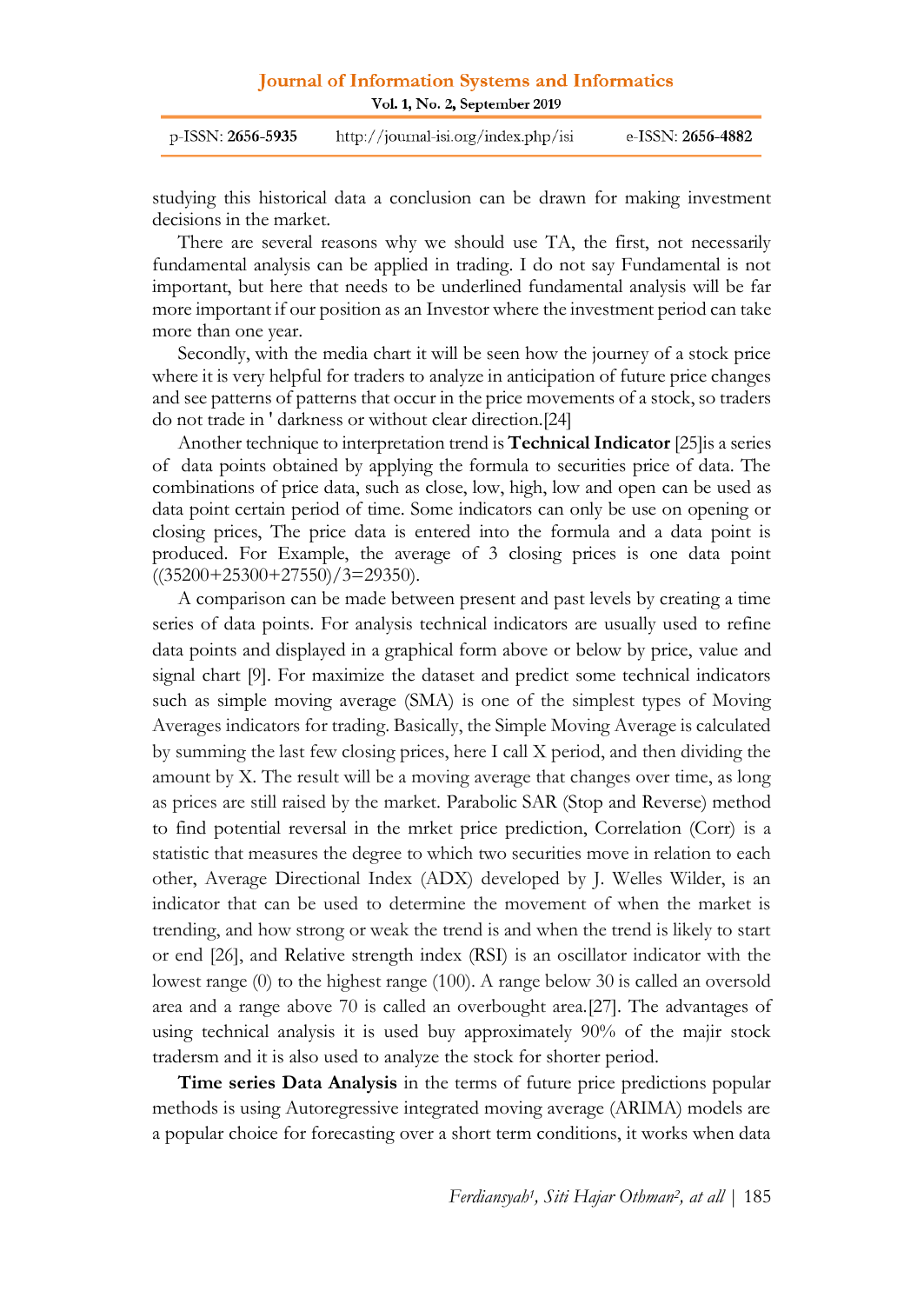studying this historical data a conclusion can be drawn for making investment decisions in the market.

There are several reasons why we should use TA, the first, not necessarily fundamental analysis can be applied in trading. I do not say Fundamental is not important, but here that needs to be underlined fundamental analysis will be far more important if our position as an Investor where the investment period can take more than one year.

Secondly, with the media chart it will be seen how the journey of a stock price where it is very helpful for traders to analyze in anticipation of future price changes and see patterns of patterns that occur in the price movements of a stock, so traders do not trade in ' darkness or without clear direction.[24]

Another technique to interpretation trend is **Technical Indicator** [25]is a series of data points obtained by applying the formula to securities price of data. The combinations of price data, such as close, low, high, low and open can be used as data point certain period of time. Some indicators can only be use on opening or closing prices, The price data is entered into the formula and a data point is produced. For Example, the average of 3 closing prices is one data point ((35200+25300+27550)/3=29350).

A comparison can be made between present and past levels by creating a time series of data points. For analysis technical indicators are usually used to refine data points and displayed in a graphical form above or below by price, value and signal chart [9]. For maximize the dataset and predict some technical indicators such as simple moving average (SMA) is one of the simplest types of Moving Averages indicators for trading. Basically, the Simple Moving Average is calculated by summing the last few closing prices, here I call X period, and then dividing the amount by X. The result will be a moving average that changes over time, as long as prices are still raised by the market. Parabolic SAR (Stop and Reverse) method to find potential reversal in the mrket price prediction, Correlation (Corr) is a statistic that measures the degree to which two securities move in relation to each other, Average Directional Index (ADX) developed by J. Welles Wilder, is an indicator that can be used to determine the movement of when the market is trending, and how strong or weak the trend is and when the trend is likely to start or end [26], and Relative strength index (RSI) is an oscillator indicator with the lowest range (0) to the highest range (100). A range below 30 is called an oversold area and a range above 70 is called an overbought area.[27]. The advantages of using technical analysis it is used buy approximately 90% of the majir stock tradersm and it is also used to analyze the stock for shorter period.

**Time series Data Analysis** in the terms of future price predictions popular methods is using Autoregressive integrated moving average (ARIMA) models are a popular choice for forecasting over a short term conditions, it works when data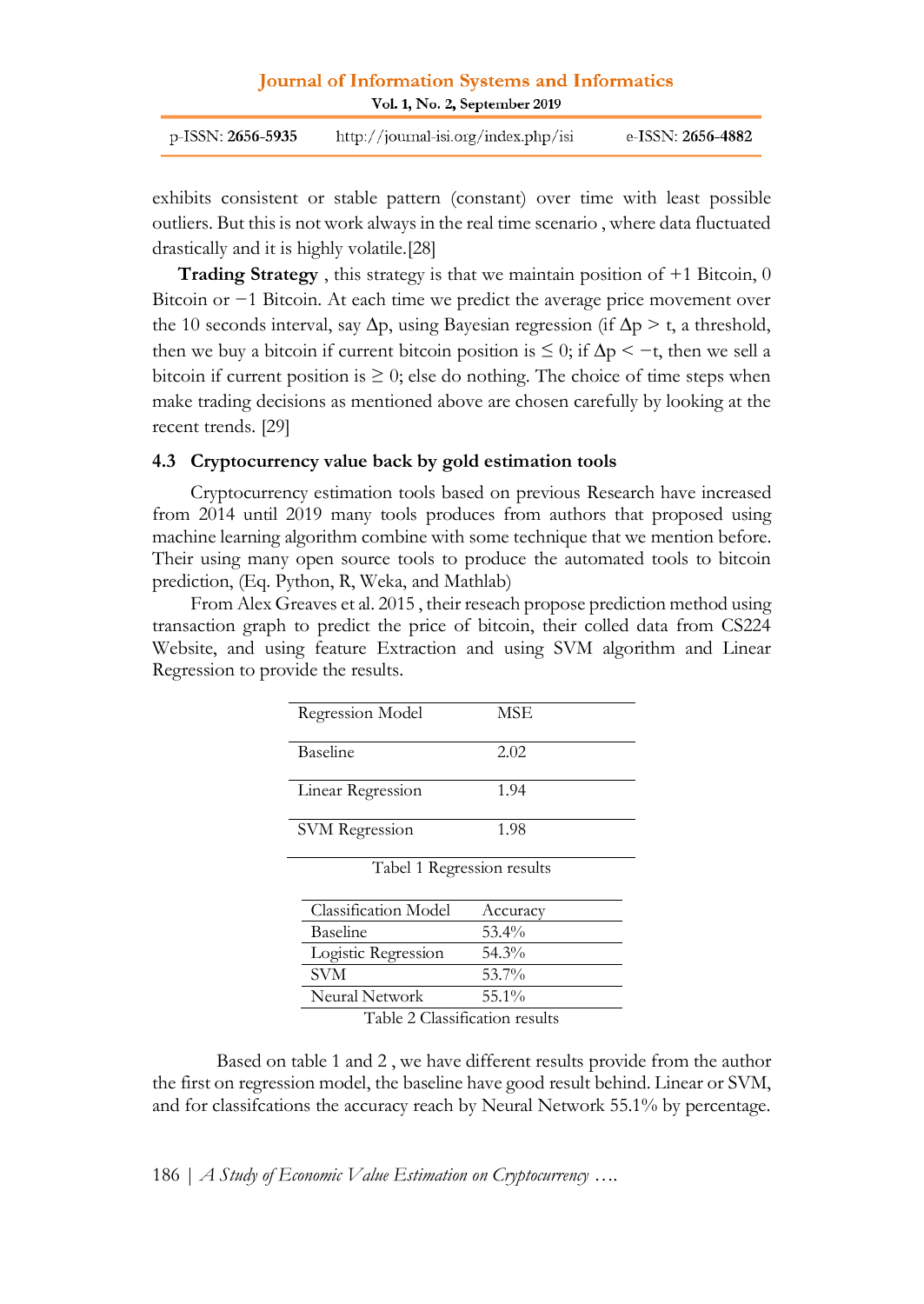exhibits consistent or stable pattern (constant) over time with least possible outliers. But this is not work always in the real time scenario , where data fluctuated drastically and it is highly volatile.[28]

**Trading Strategy** , this strategy is that we maintain position of +1 Bitcoin, 0 Bitcoin or −1 Bitcoin. At each time we predict the average price movement over the 10 seconds interval, say $\Delta p$, using Bayesian regression (if $\Delta p > t$, a threshold, then we buy a bitcoin if current bitcoin position is $\leq 0$; if $\Delta p < -t$, then we sell a bitcoin if current position is $\geq 0$; else do nothing. The choice of time steps when make trading decisions as mentioned above are chosen carefully by looking at the recent trends. [29]

### 4.3 Cryptocurrency value back by gold estimation tools

Cryptocurrency estimation tools based on previous Research have increased from 2014 until 2019 many tools produces from authors that proposed using machine learning algorithm combine with some technique that we mention before. Their using many open source tools to produce the automated tools to bitcoin prediction, (Eq. Python, R, Weka, and Mathlab)

From Alex Greaves et al. 2015 , their reseach propose prediction method using transaction graph to predict the price of bitcoin, their colled data from CS224 Website, and using feature Extraction and using SVM algorithm and Linear Regression to provide the results.

| Regression Model | MSE |
|---|---|
| Baseline | 2.02 |
| Linear Regression | 1.94 |
| SVM Regression | 1.98 |

Tabel 1 Regression results

| Classification Model | Accuracy |
|---|---|
| Baseline | 53.4% |
| Logistic Regression | 54.3% |
| SVM | 53.7% |
| Neural Network | 55.1% |

Table 2 Classification results

Based on table 1 and 2 , we have different results provide from the author the first on regression model, the baseline have good result behind. Linear or SVM, and for classifcations the accuracy reach by Neural Network 55.1% by percentage.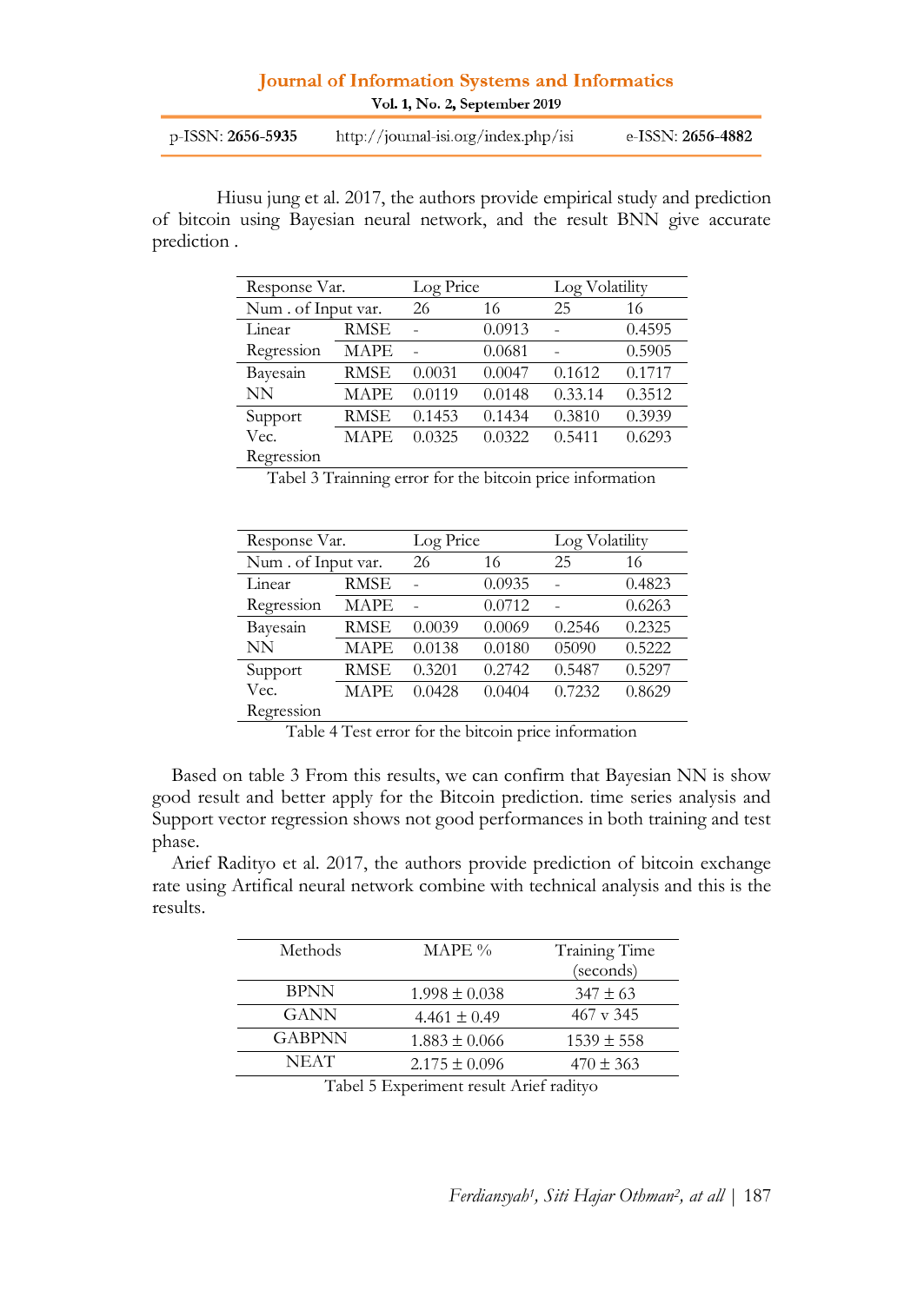Hiusu jung et al. 2017, the authors provide empirical study and prediction of bitcoin using Bayesian neural network, and the result BNN give accurate prediction .

| Response Var. | | Log Price | | Log Volatility | |
|---|---|---|---|---|---|
| Num . of Input var. | | 26 | 16 | 25 | 16 |
| Linear Regression | RMSE | - | 0.0913 | - | 0.4595 |
| | MAPE | - | 0.0681 | - | 0.5905 |
| Bayesain NN | RMSE | 0.0031 | 0.0047 | 0.1612 | 0.1717 |
| | MAPE | 0.0119 | 0.0148 | 0.33.14 | 0.3512 |
| Support Vec. Regression | RMSE | 0.1453 | 0.1434 | 0.3810 | 0.3939 |
| | MAPE | 0.0325 | 0.0322 | 0.5411 | 0.6293 |

Tabel 3 Trainning error for the bitcoin price information

| Response Var. | | Log Price | | Log Volatility | |
|---|---|---|---|---|---|
| Num . of Input var. | | 26 | 16 | 25 | 16 |
| Linear Regression | RMSE | - | 0.0935 | - | 0.4823 |
| | MAPE | - | 0.0712 | - | 0.6263 |
| Bayesain NN | RMSE | 0.0039 | 0.0069 | 0.2546 | 0.2325 |
| | MAPE | 0.0138 | 0.0180 | 05090 | 0.5222 |
| Support Vec. Regression | RMSE | 0.3201 | 0.2742 | 0.5487 | 0.5297 |
| | MAPE | 0.0428 | 0.0404 | 0.7232 | 0.8629 |

Table 4 Test error for the bitcoin price information

Based on table 3 From this results, we can confirm that Bayesian NN is show good result and better apply for the Bitcoin prediction. time series analysis and Support vector regression shows not good performances in both training and test phase.

Arief Radityo et al. 2017, the authors provide prediction of bitcoin exchange rate using Artifical neural network combine with technical analysis and this is the results.

| Methods | MAPE % | Training Time (seconds) |
|---|---|---|
| BPNN | $1.998 \pm 0.038$ | $347 \pm 63$ |
| GANN | $4.461 \pm 0.49$ | 467 v 345 |
| GABPNN | $1.883 \pm 0.066$ | $1539 \pm 558$ |
| NEAT | $2.175 \pm 0.096$ | $470 \pm 363$ |

Tabel 5 Experiment result Arief radityo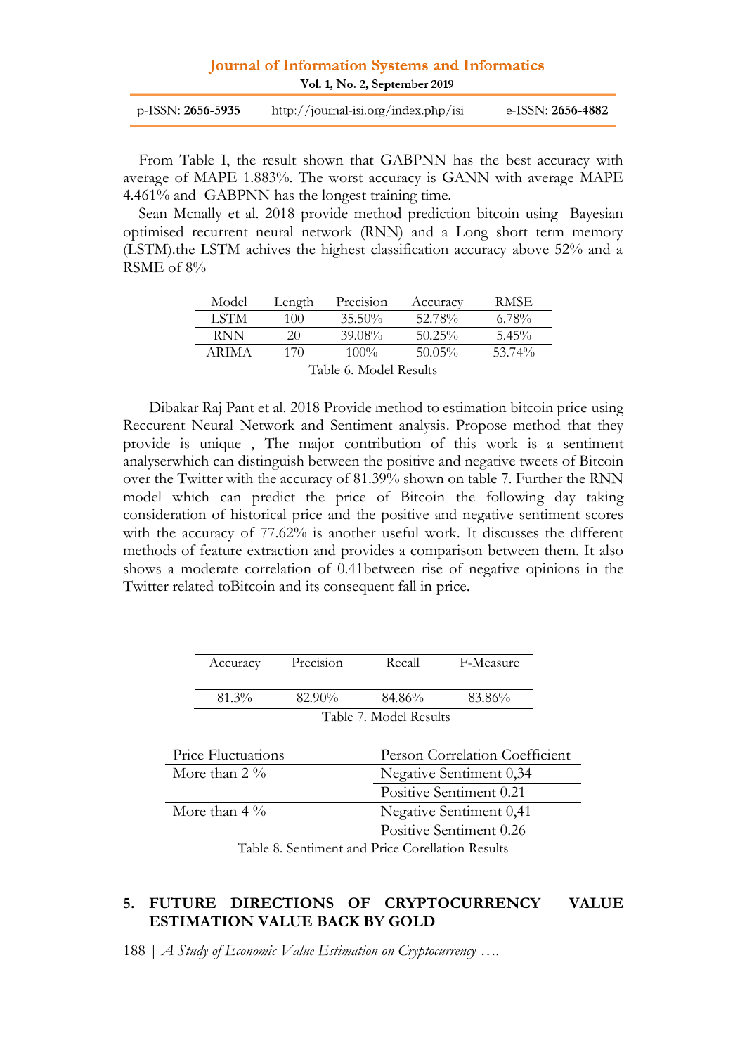From Table I, the result shown that GABPNN has the best accuracy with average of MAPE 1.883%. The worst accuracy is GANN with average MAPE 4.461% and GABPNN has the longest training time.

Sean Mcnally et al. 2018 provide method prediction bitcoin using Bayesian optimised recurrent neural network (RNN) and a Long short term memory (LSTM).the LSTM achives the highest classification accuracy above 52% and a RSME of 8%

| Model | Length | Precision | Accuracy | RMSE |
|---|---|---|---|---|
| LSTM | 100 | 35.50% | 52.78% | 6.78% |
| RNN | 20 | 39.08% | 50.25% | 5.45% |
| ARIMA | 170 | 100% | 50.05% | 53.74% |

Table 6. Model Results

Dibakar Raj Pant et al. 2018 Provide method to estimation bitcoin price using Reccurent Neural Network and Sentiment analysis. Propose method that they provide is unique , The major contribution of this work is a sentiment analyserwhich can distinguish between the positive and negative tweets of Bitcoin over the Twitter with the accuracy of 81.39% shown on table 7. Further the RNN model which can predict the price of Bitcoin the following day taking consideration of historical price and the positive and negative sentiment scores with the accuracy of 77.62% is another useful work. It discusses the different methods of feature extraction and provides a comparison between them. It also shows a moderate correlation of 0.41between rise of negative opinions in the Twitter related toBitcoin and its consequent fall in price.

| Accuracy | Precision | Recall | F-Measure |
|---|---|---|---|
| 81.3% | 82.90% | 84.86% | 83.86% |

Table 7. Model Results

| Price Fluctuations | Person Correlation Coefficient |
|---|---|
| More than 2 % | Negative Sentiment 0,34 |
| | Positive Sentiment 0.21 |
| More than 4 % | Negative Sentiment 0,41 |
| | Positive Sentiment 0.26 |

Table 8. Sentiment and Price Corellation Results

## 5. FUTURE DIRECTIONS OF CRYPTOCURRENCY VALUE ESTIMATION VALUE BACK BY GOLD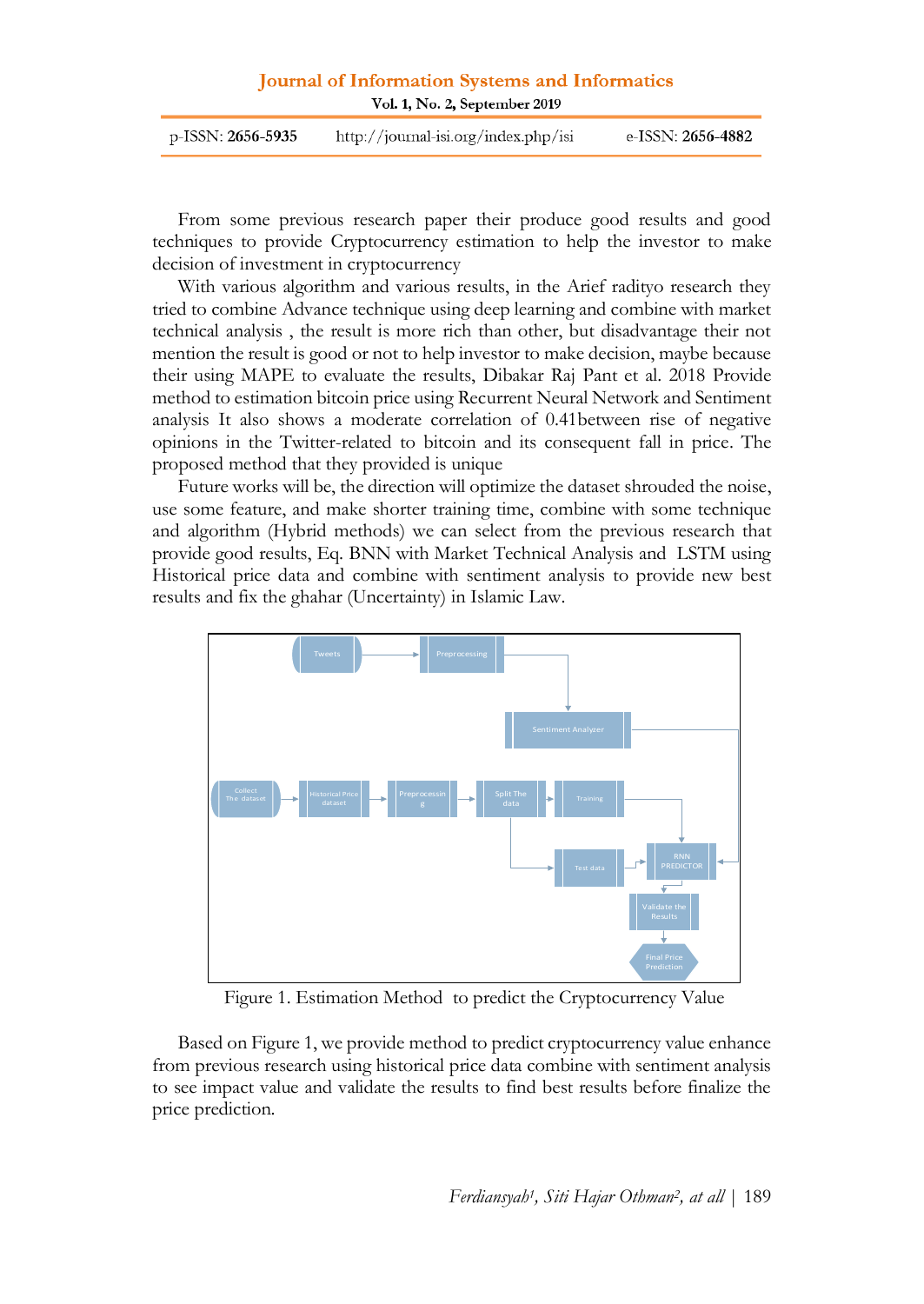From some previous research paper their produce good results and good techniques to provide Cryptocurrency estimation to help the investor to make decision of investment in cryptocurrency

With various algorithm and various results, in the Arief radityo research they tried to combine Advance technique using deep learning and combine with market technical analysis , the result is more rich than other, but disadvantage their not mention the result is good or not to help investor to make decision, maybe because their using MAPE to evaluate the results, Dibakar Raj Pant et al. 2018 Provide method to estimation bitcoin price using Recurrent Neural Network and Sentiment analysis It also shows a moderate correlation of 0.41between rise of negative opinions in the Twitter-related to bitcoin and its consequent fall in price. The proposed method that they provided is unique

Future works will be, the direction will optimize the dataset shrouded the noise, use some feature, and make shorter training time, combine with some technique and algorithm (Hybrid methods) we can select from the previous research that provide good results, Eq. BNN with Market Technical Analysis and LSTM using Historical price data and combine with sentiment analysis to provide new best results and fix the ghahar (Uncertainty) in Islamic Law.

Tweets → Preprocessing → Sentiment Analyzer

Collect The dataset → Historical Price dataset → Preprocessing → Split The data → Training → RNN PREDICTOR; Split The data → Test data → RNN PREDICTOR → Validate the Results → Final Price Prediction

Figure 1. Estimation Method to predict the Cryptocurrency Value

Based on Figure 1, we provide method to predict cryptocurrency value enhance from previous research using historical price data combine with sentiment analysis to see impact value and validate the results to find best results before finalize the price prediction.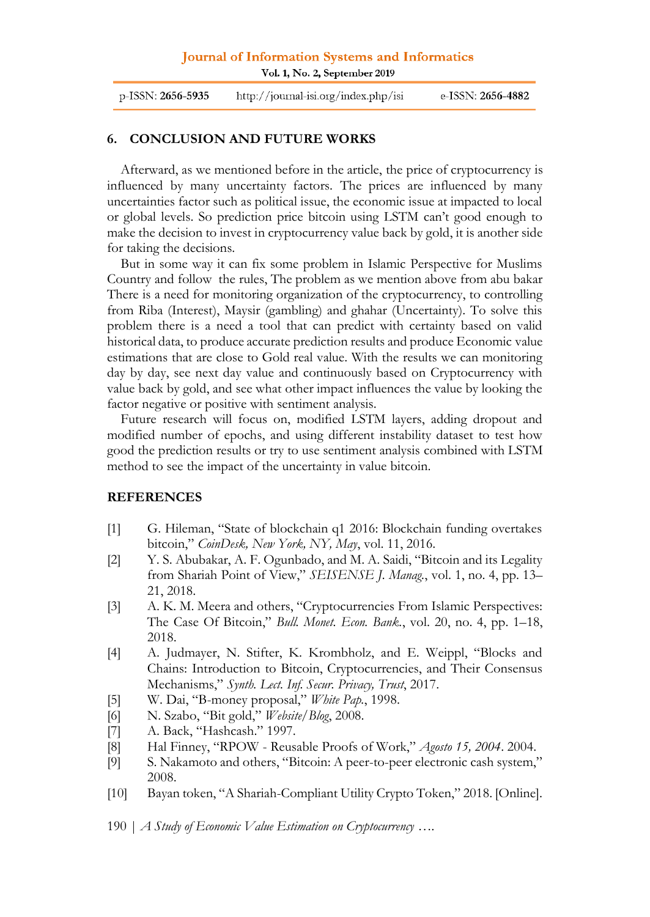## 6. CONCLUSION AND FUTURE WORKS

Afterward, as we mentioned before in the article, the price of cryptocurrency is influenced by many uncertainty factors. The prices are influenced by many uncertainties factor such as political issue, the economic issue at impacted to local or global levels. So prediction price bitcoin using LSTM can't good enough to make the decision to invest in cryptocurrency value back by gold, it is another side for taking the decisions.

But in some way it can fix some problem in Islamic Perspective for Muslims Country and follow the rules, The problem as we mention above from abu bakar There is a need for monitoring organization of the cryptocurrency, to controlling from Riba (Interest), Maysir (gambling) and ghahar (Uncertainty). To solve this problem there is a need a tool that can predict with certainty based on valid historical data, to produce accurate prediction results and produce Economic value estimations that are close to Gold real value. With the results we can monitoring day by day, see next day value and continuously based on Cryptocurrency with value back by gold, and see what other impact influences the value by looking the factor negative or positive with sentiment analysis.

Future research will focus on, modified LSTM layers, adding dropout and modified number of epochs, and using different instability dataset to test how good the prediction results or try to use sentiment analysis combined with LSTM method to see the impact of the uncertainty in value bitcoin.

## REFERENCES

[1] G. Hileman, "State of blockchain q1 2016: Blockchain funding overtakes bitcoin," *CoinDesk, New York, NY, May*, vol. 11, 2016.

[2] Y. S. Abubakar, A. F. Ogunbado, and M. A. Saidi, "Bitcoin and its Legality from Shariah Point of View," *SEISENSE J. Manag.*, vol. 1, no. 4, pp. 13–21, 2018.

[3] A. K. M. Meera and others, "Cryptocurrencies From Islamic Perspectives: The Case Of Bitcoin," *Bull. Monet. Econ. Bank.*, vol. 20, no. 4, pp. 1–18, 2018.

[4] A. Judmayer, N. Stifter, K. Krombholz, and E. Weippl, "Blocks and Chains: Introduction to Bitcoin, Cryptocurrencies, and Their Consensus Mechanisms," *Synth. Lect. Inf. Secur. Privacy, Trust*, 2017.

[5] W. Dai, "B-money proposal," *White Pap.*, 1998.

[6] N. Szabo, "Bit gold," *Website/Blog*, 2008.

[7] A. Back, "Hashcash." 1997.

[8] Hal Finney, "RPOW - Reusable Proofs of Work," *Agosto 15, 2004*. 2004.

[9] S. Nakamoto and others, "Bitcoin: A peer-to-peer electronic cash system," 2008.

[10] Bayan token, "A Shariah-Compliant Utility Crypto Token," 2018. [Online].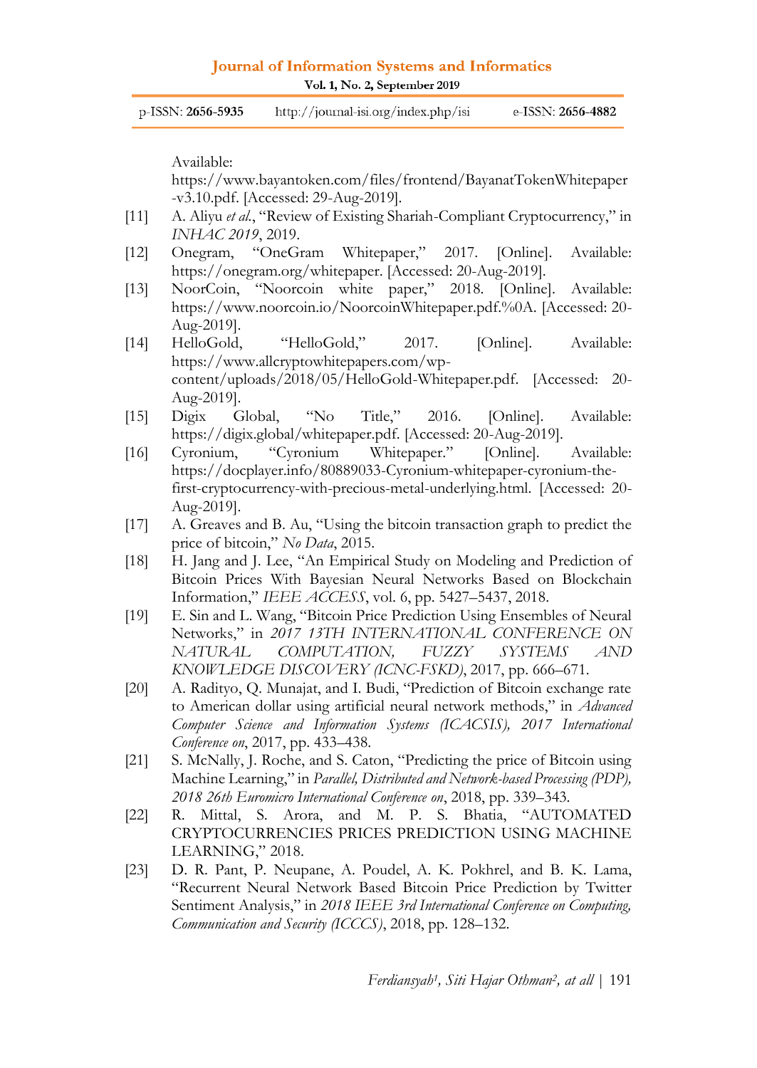Available: https://www.bayantoken.com/files/frontend/BayanatTokenWhitepaper-v3.10.pdf. [Accessed: 29-Aug-2019].

[11] A. Aliyu *et al.*, "Review of Existing Shariah-Compliant Cryptocurrency," in *INHAC 2019*, 2019.

[12] Onegram, "OneGram Whitepaper," 2017. [Online]. Available: https://onegram.org/whitepaper. [Accessed: 20-Aug-2019].

[13] NoorCoin, "Noorcoin white paper," 2018. [Online]. Available: https://www.noorcoin.io/NoorcoinWhitepaper.pdf.%0A. [Accessed: 20-Aug-2019].

[14] HelloGold, "HelloGold," 2017. [Online]. Available: https://www.allcryptowhitepapers.com/wp-content/uploads/2018/05/HelloGold-Whitepaper.pdf. [Accessed: 20-Aug-2019].

[15] Digix Global, "No Title," 2016. [Online]. Available: https://digix.global/whitepaper.pdf. [Accessed: 20-Aug-2019].

[16] Cyronium, "Cyronium Whitepaper." [Online]. Available: https://docplayer.info/80889033-Cyronium-whitepaper-cyronium-the-first-cryptocurrency-with-precious-metal-underlying.html. [Accessed: 20-Aug-2019].

[17] A. Greaves and B. Au, "Using the bitcoin transaction graph to predict the price of bitcoin," *No Data*, 2015.

[18] H. Jang and J. Lee, "An Empirical Study on Modeling and Prediction of Bitcoin Prices With Bayesian Neural Networks Based on Blockchain Information," *IEEE ACCESS*, vol. 6, pp. 5427–5437, 2018.

[19] E. Sin and L. Wang, "Bitcoin Price Prediction Using Ensembles of Neural Networks," in *2017 13TH INTERNATIONAL CONFERENCE ON NATURAL COMPUTATION, FUZZY SYSTEMS AND KNOWLEDGE DISCOVERY (ICNC-FSKD)*, 2017, pp. 666–671.

[20] A. Radityo, Q. Munajat, and I. Budi, "Prediction of Bitcoin exchange rate to American dollar using artificial neural network methods," in *Advanced Computer Science and Information Systems (ICACSIS), 2017 International Conference on*, 2017, pp. 433–438.

[21] S. McNally, J. Roche, and S. Caton, "Predicting the price of Bitcoin using Machine Learning," in *Parallel, Distributed and Network-based Processing (PDP), 2018 26th Euromicro International Conference on*, 2018, pp. 339–343.

[22] R. Mittal, S. Arora, and M. P. S. Bhatia, "AUTOMATED CRYPTOCURRENCIES PRICES PREDICTION USING MACHINE LEARNING," 2018.

[23] D. R. Pant, P. Neupane, A. Poudel, A. K. Pokhrel, and B. K. Lama, "Recurrent Neural Network Based Bitcoin Price Prediction by Twitter Sentiment Analysis," in *2018 IEEE 3rd International Conference on Computing, Communication and Security (ICCCS)*, 2018, pp. 128–132.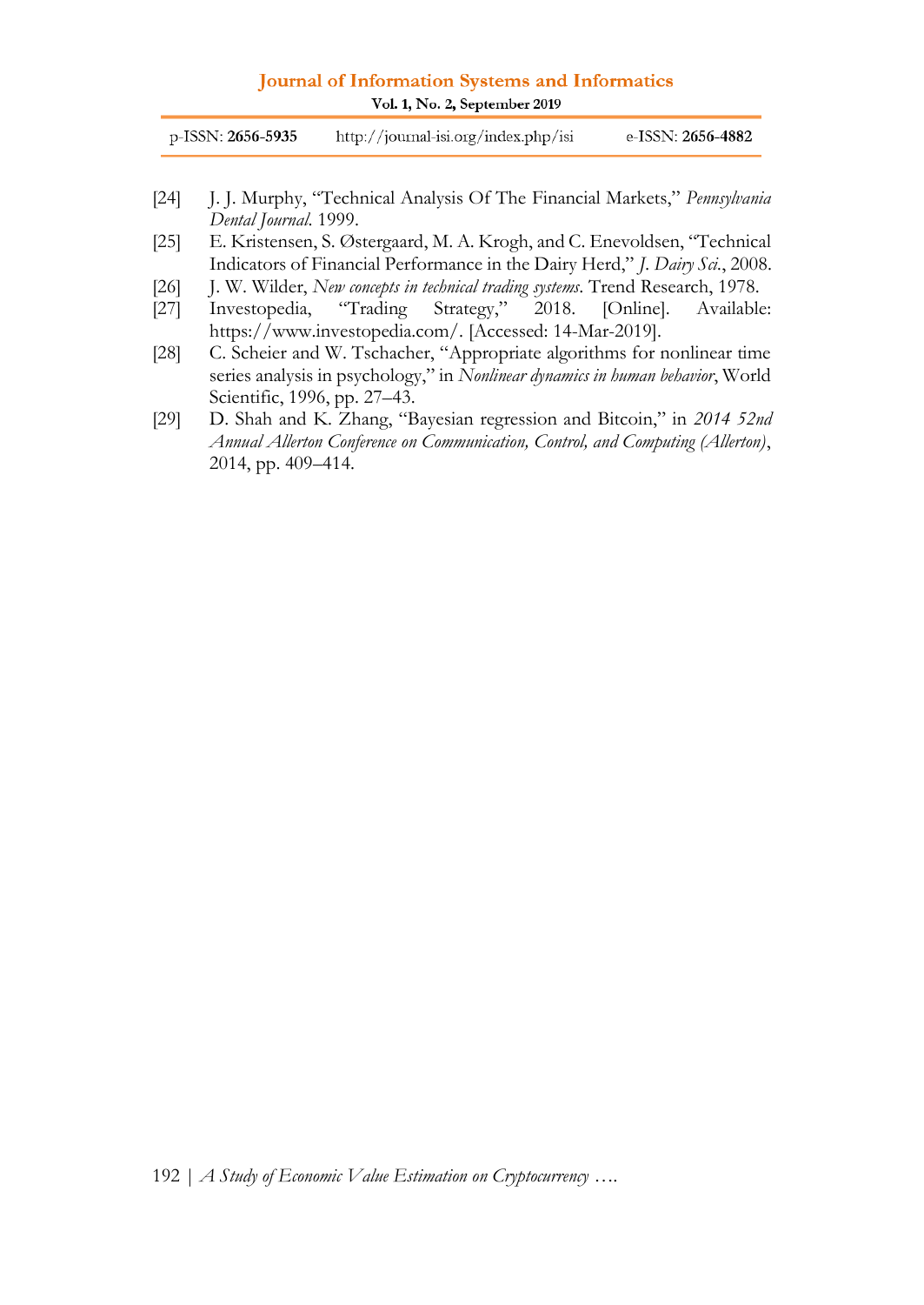[24] J. J. Murphy, "Technical Analysis Of The Financial Markets," *Pennsylvania Dental Journal*. 1999.

[25] E. Kristensen, S. Østergaard, M. A. Krogh, and C. Enevoldsen, "Technical Indicators of Financial Performance in the Dairy Herd," *J. Dairy Sci.*, 2008.

[26] J. W. Wilder, *New concepts in technical trading systems*. Trend Research, 1978.

[27] Investopedia, "Trading Strategy," 2018. [Online]. Available: https://www.investopedia.com/. [Accessed: 14-Mar-2019].

[28] C. Scheier and W. Tschacher, "Appropriate algorithms for nonlinear time series analysis in psychology," in *Nonlinear dynamics in human behavior*, World Scientific, 1996, pp. 27–43.

[29] D. Shah and K. Zhang, "Bayesian regression and Bitcoin," in *2014 52nd Annual Allerton Conference on Communication, Control, and Computing (Allerton)*, 2014, pp. 409–414.